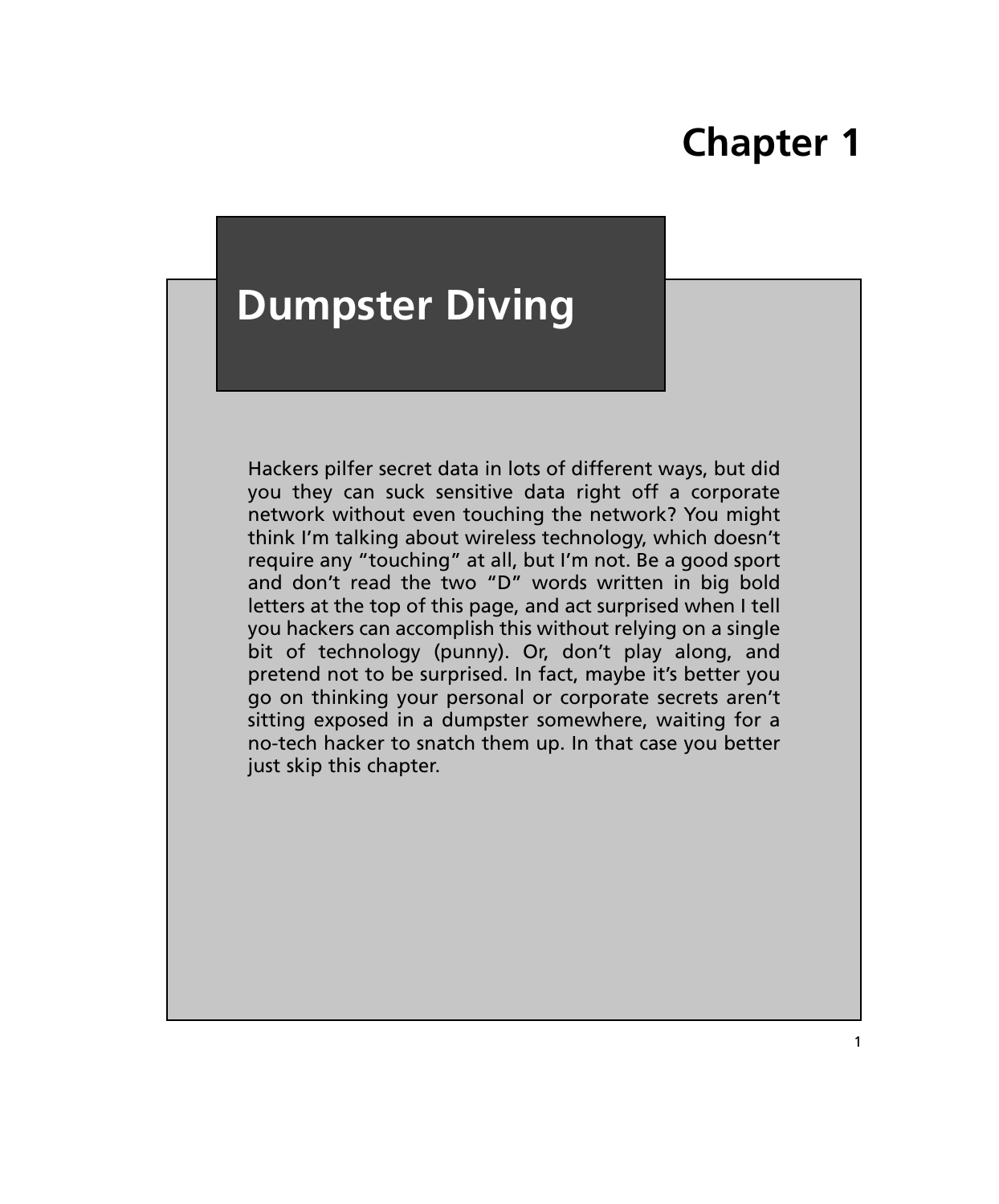# Chapter 1

## Dumpster Diving

Hackers pilfer secret data in lots of different ways, but did you they can suck sensitive data right off a corporate network without even touching the network? You might think I'm talking about wireless technology, which doesn't require any "touching" at all, but I'm not. Be a good sport and don't read the two "D" words written in big bold letters at the top of this page, and act surprised when I tell you hackers can accomplish this without relying on a single bit of technology (punny). Or, don't play along, and pretend not to be surprised. In fact, maybe it's better you go on thinking your personal or corporate secrets aren't sitting exposed in a dumpster somewhere, waiting for a no-tech hacker to snatch them up. In that case you better just skip this chapter.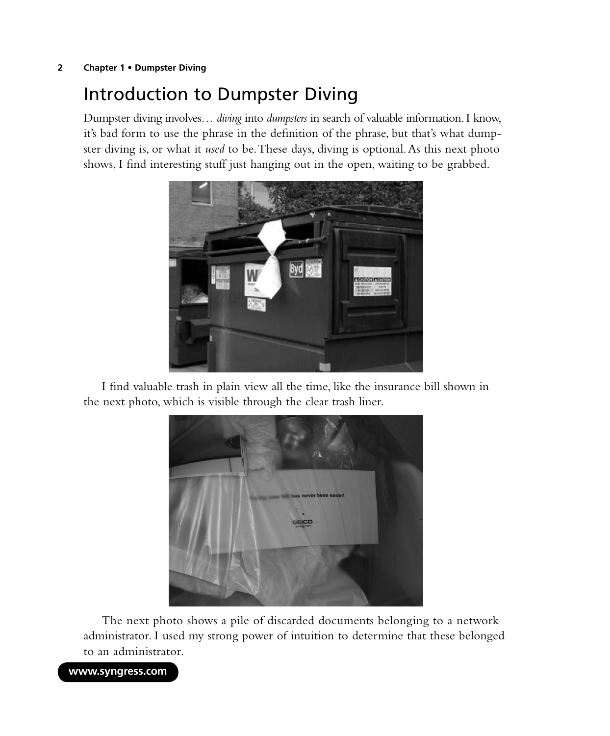# Introduction to Dumpster Diving

Dumpster diving involves… *diving* into *dumpsters* in search of valuable information. I know, it's bad form to use the phrase in the definition of the phrase, but that's what dumpster diving is, or what it *used* to be. These days, diving is optional. As this next photo shows, I find interesting stuff just hanging out in the open, waiting to be grabbed.

I find valuable trash in plain view all the time, like the insurance bill shown in the next photo, which is visible through the clear trash liner.

The next photo shows a pile of discarded documents belonging to a network administrator. I used my strong power of intuition to determine that these belonged to an administrator.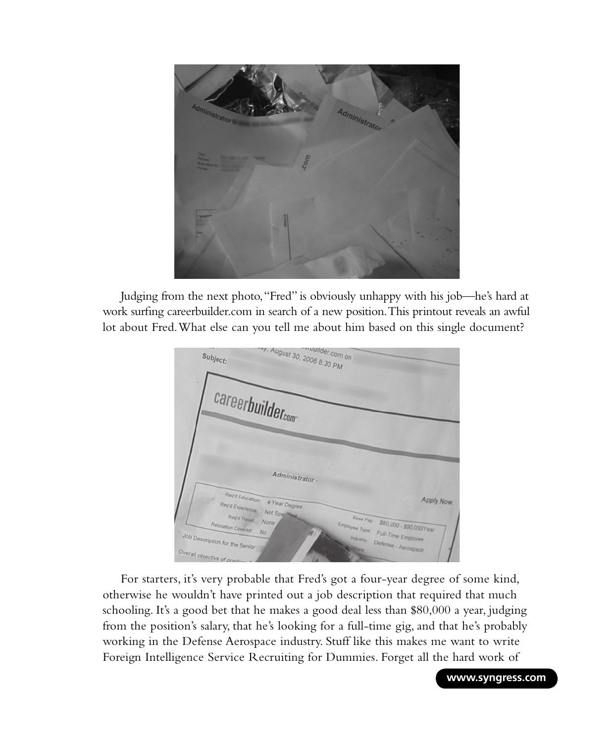Judging from the next photo, "Fred" is obviously unhappy with his job—he's hard at work surfing careerbuilder.com in search of a new position. This printout reveals an awful lot about Fred. What else can you tell me about him based on this single document?

For starters, it's very probable that Fred's got a four-year degree of some kind, otherwise he wouldn't have printed out a job description that required that much schooling. It's a good bet that he makes a good deal less than $80,000 a year, judging from the position's salary, that he's looking for a full-time gig, and that he's probably working in the Defense Aerospace industry. Stuff like this makes me want to write Foreign Intelligence Service Recruiting for Dummies. Forget all the hard work of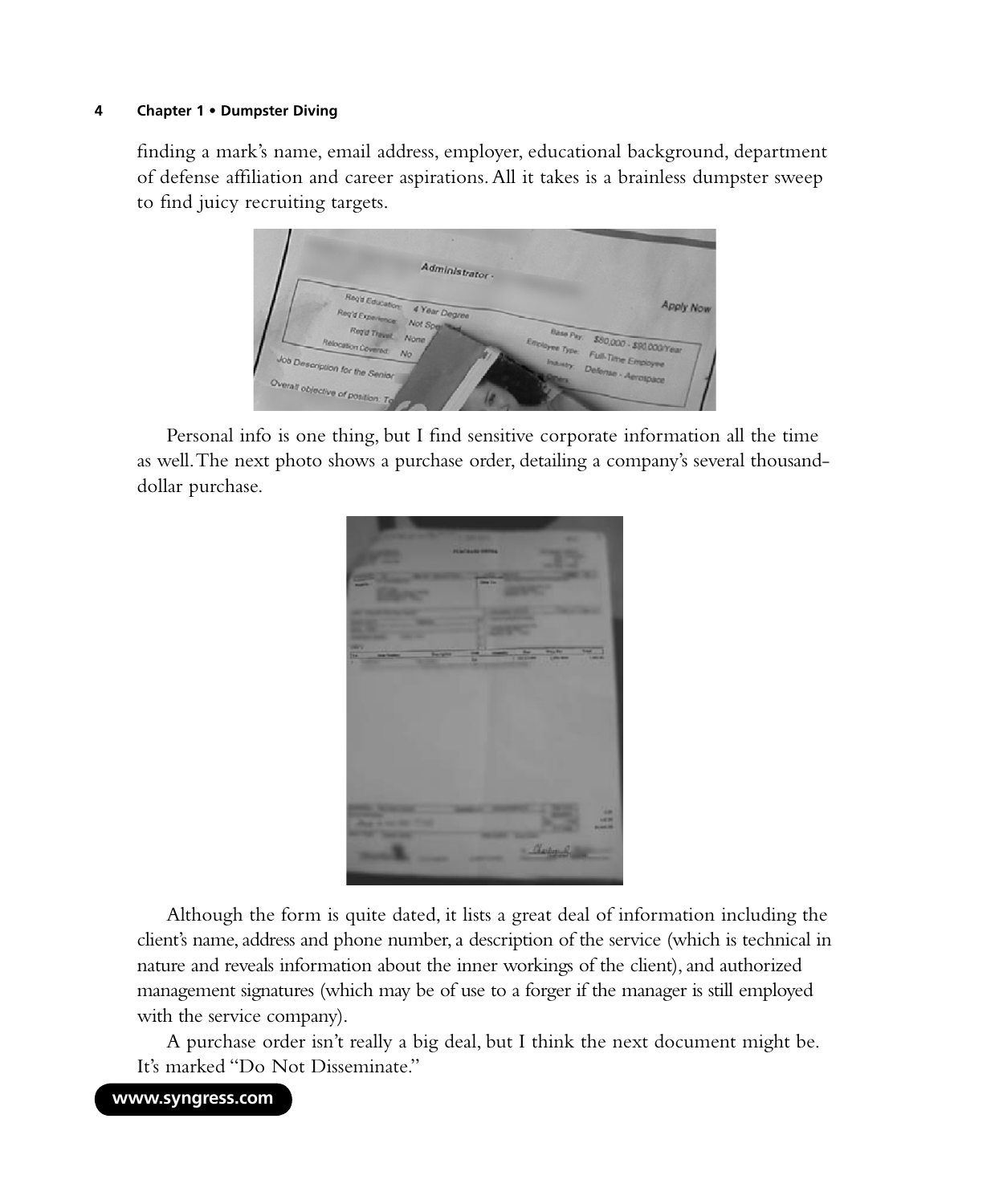finding a mark's name, email address, employer, educational background, department of defense affiliation and career aspirations. All it takes is a brainless dumpster sweep to find juicy recruiting targets.

Personal info is one thing, but I find sensitive corporate information all the time as well. The next photo shows a purchase order, detailing a company's several thousand-dollar purchase.

Although the form is quite dated, it lists a great deal of information including the client's name, address and phone number, a description of the service (which is technical in nature and reveals information about the inner workings of the client), and authorized management signatures (which may be of use to a forger if the manager is still employed with the service company).

A purchase order isn't really a big deal, but I think the next document might be. It's marked "Do Not Disseminate."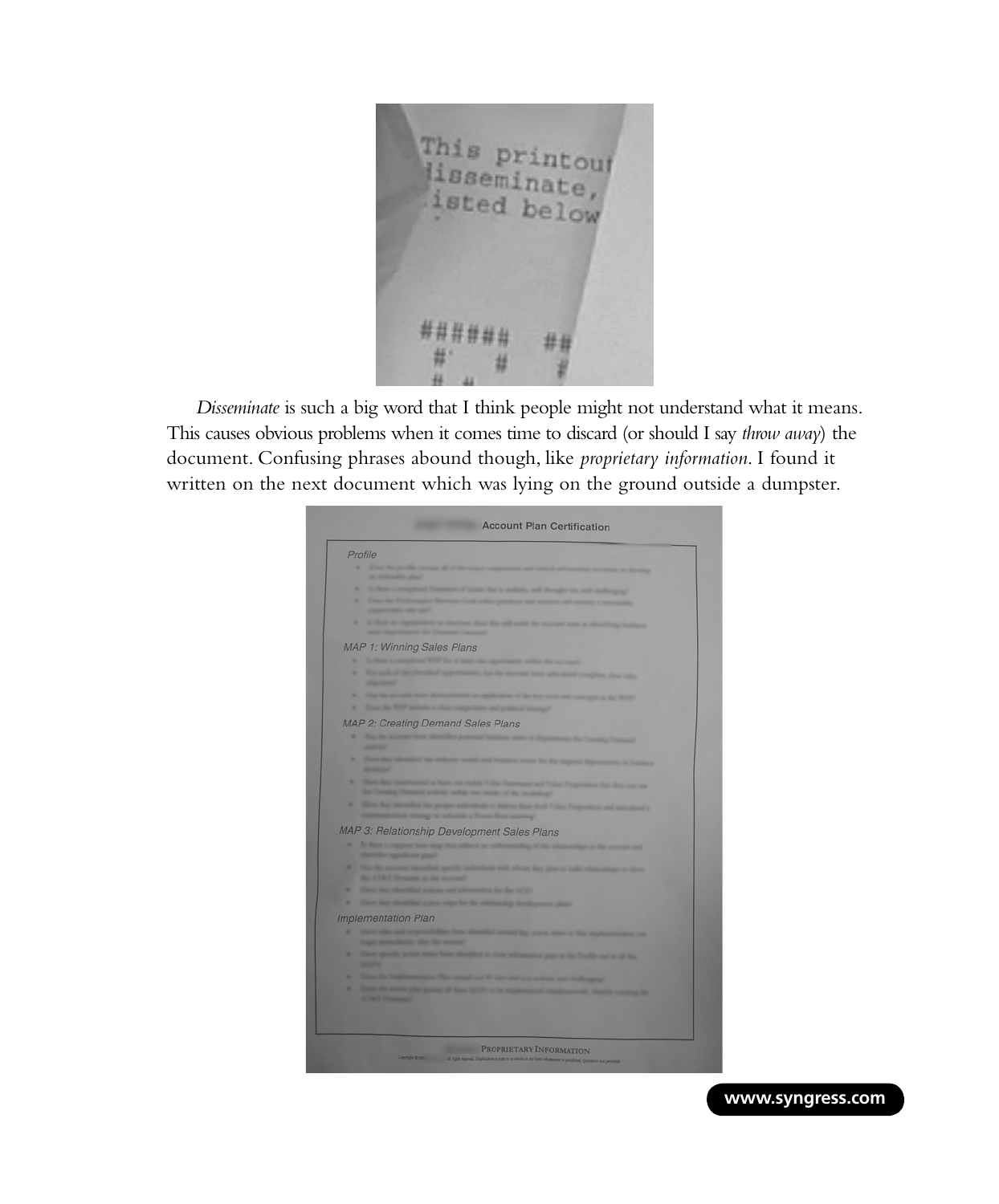*Disseminate* is such a big word that I think people might not understand what it means. This causes obvious problems when it comes time to discard (or should I say *throw away*) the document. Confusing phrases abound though, like *proprietary information*. I found it written on the next document which was lying on the ground outside a dumpster.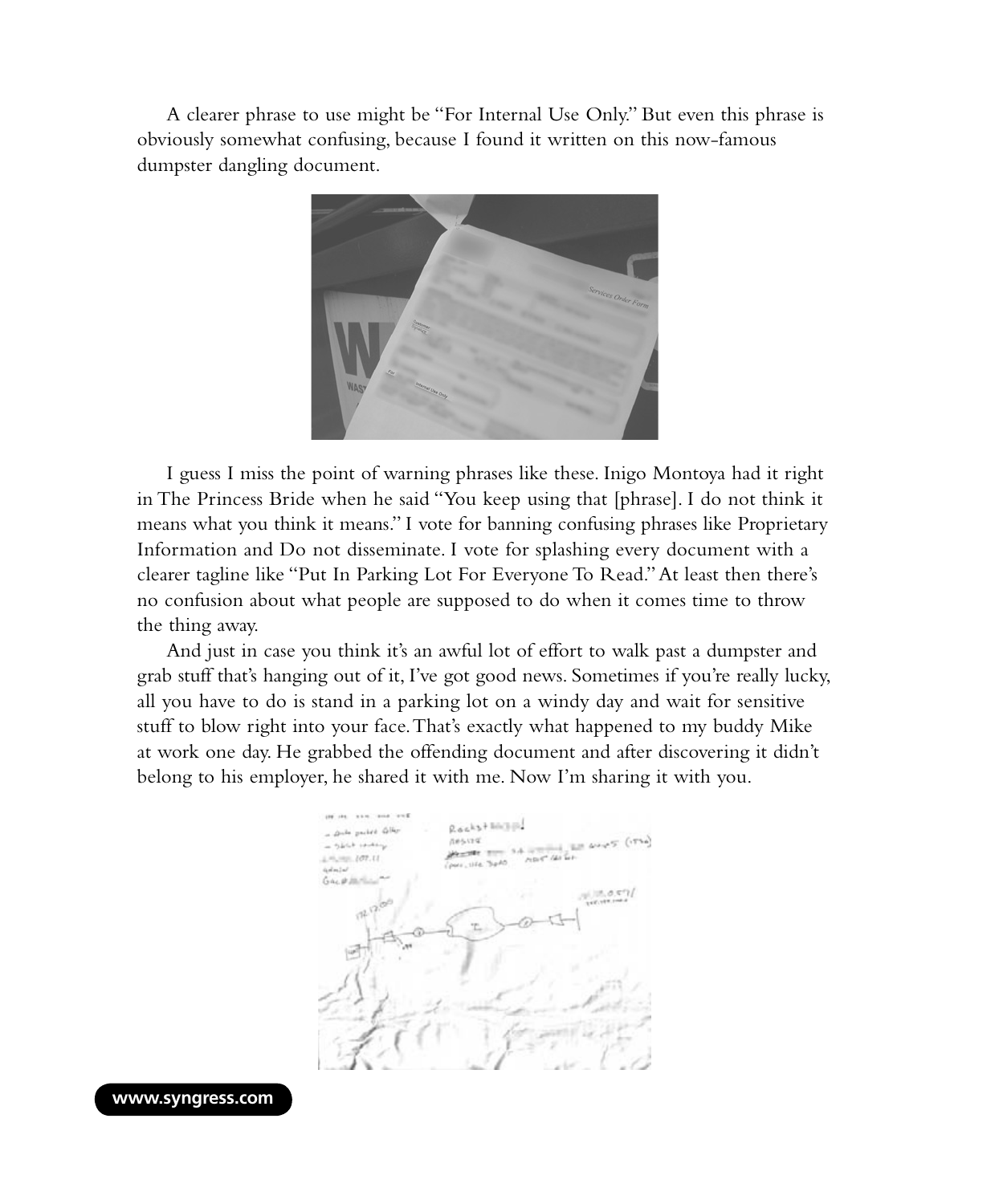A clearer phrase to use might be "For Internal Use Only." But even this phrase is obviously somewhat confusing, because I found it written on this now-famous dumpster dangling document.

I guess I miss the point of warning phrases like these. Inigo Montoya had it right in The Princess Bride when he said "You keep using that [phrase]. I do not think it means what you think it means." I vote for banning confusing phrases like Proprietary Information and Do not disseminate. I vote for splashing every document with a clearer tagline like "Put In Parking Lot For Everyone To Read." At least then there's no confusion about what people are supposed to do when it comes time to throw the thing away.

And just in case you think it's an awful lot of effort to walk past a dumpster and grab stuff that's hanging out of it, I've got good news. Sometimes if you're really lucky, all you have to do is stand in a parking lot on a windy day and wait for sensitive stuff to blow right into your face. That's exactly what happened to my buddy Mike at work one day. He grabbed the offending document and after discovering it didn't belong to his employer, he shared it with me. Now I'm sharing it with you.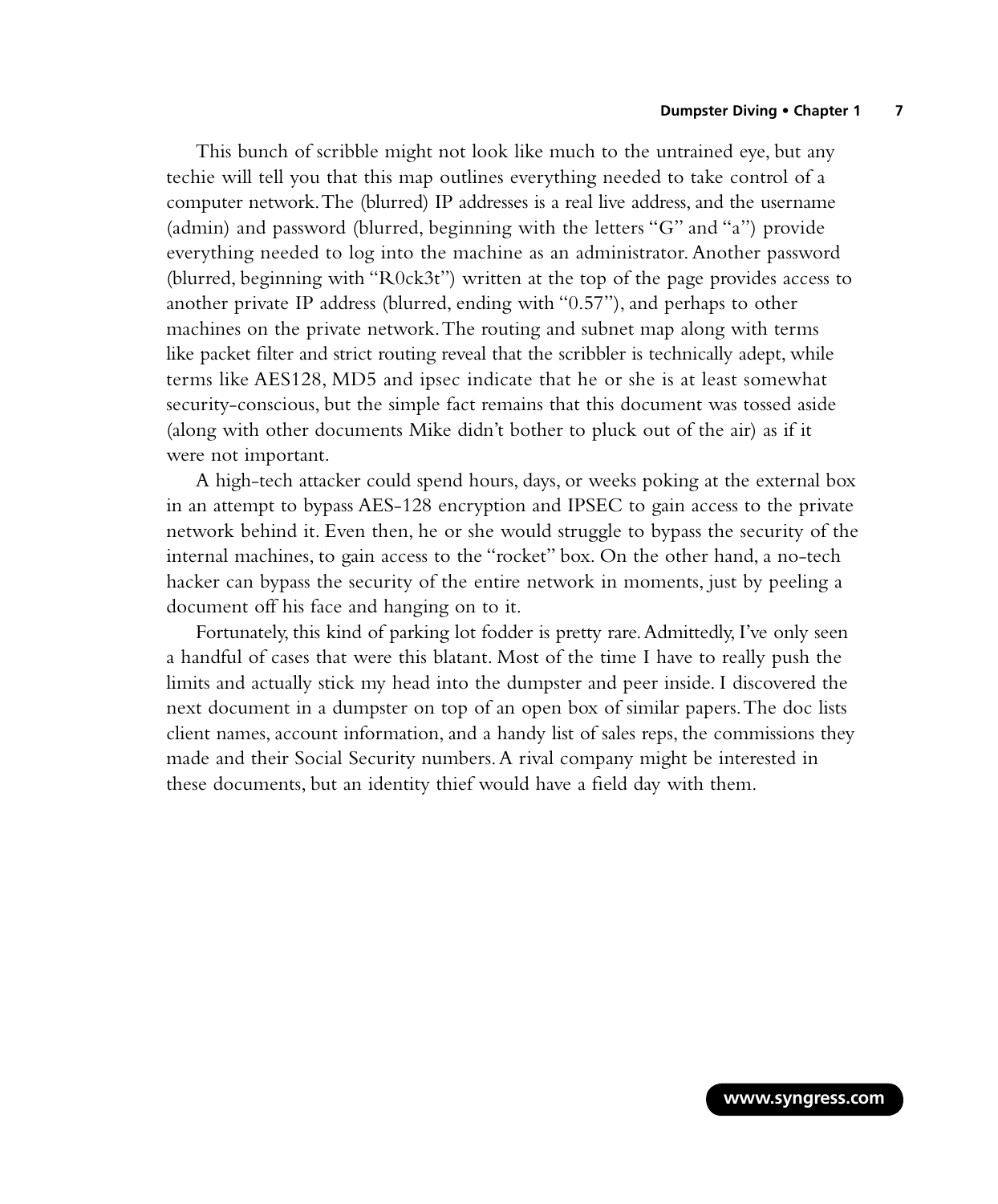This bunch of scribble might not look like much to the untrained eye, but any techie will tell you that this map outlines everything needed to take control of a computer network. The (blurred) IP addresses is a real live address, and the username (admin) and password (blurred, beginning with the letters "G" and "a") provide everything needed to log into the machine as an administrator. Another password (blurred, beginning with "R0ck3t") written at the top of the page provides access to another private IP address (blurred, ending with "0.57"), and perhaps to other machines on the private network. The routing and subnet map along with terms like packet filter and strict routing reveal that the scribbler is technically adept, while terms like AES128, MD5 and ipsec indicate that he or she is at least somewhat security-conscious, but the simple fact remains that this document was tossed aside (along with other documents Mike didn't bother to pluck out of the air) as if it were not important.

A high-tech attacker could spend hours, days, or weeks poking at the external box in an attempt to bypass AES-128 encryption and IPSEC to gain access to the private network behind it. Even then, he or she would struggle to bypass the security of the internal machines, to gain access to the "rocket" box. On the other hand, a no-tech hacker can bypass the security of the entire network in moments, just by peeling a document off his face and hanging on to it.

Fortunately, this kind of parking lot fodder is pretty rare. Admittedly, I've only seen a handful of cases that were this blatant. Most of the time I have to really push the limits and actually stick my head into the dumpster and peer inside. I discovered the next document in a dumpster on top of an open box of similar papers. The doc lists client names, account information, and a handy list of sales reps, the commissions they made and their Social Security numbers. A rival company might be interested in these documents, but an identity thief would have a field day with them.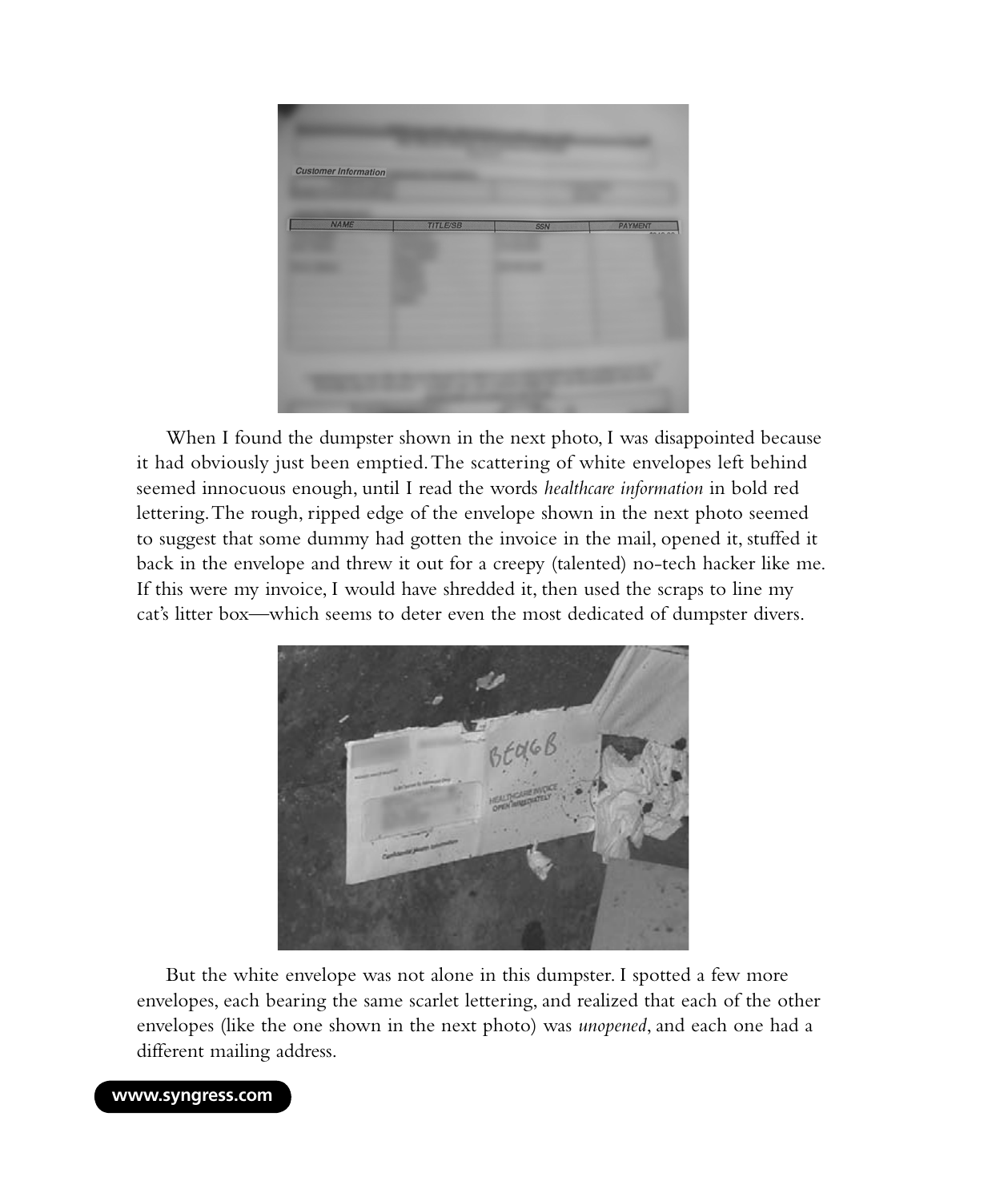When I found the dumpster shown in the next photo, I was disappointed because it had obviously just been emptied. The scattering of white envelopes left behind seemed innocuous enough, until I read the words *healthcare information* in bold red lettering. The rough, ripped edge of the envelope shown in the next photo seemed to suggest that some dummy had gotten the invoice in the mail, opened it, stuffed it back in the envelope and threw it out for a creepy (talented) no-tech hacker like me. If this were my invoice, I would have shredded it, then used the scraps to line my cat's litter box—which seems to deter even the most dedicated of dumpster divers.

But the white envelope was not alone in this dumpster. I spotted a few more envelopes, each bearing the same scarlet lettering, and realized that each of the other envelopes (like the one shown in the next photo) was *unopened*, and each one had a different mailing address.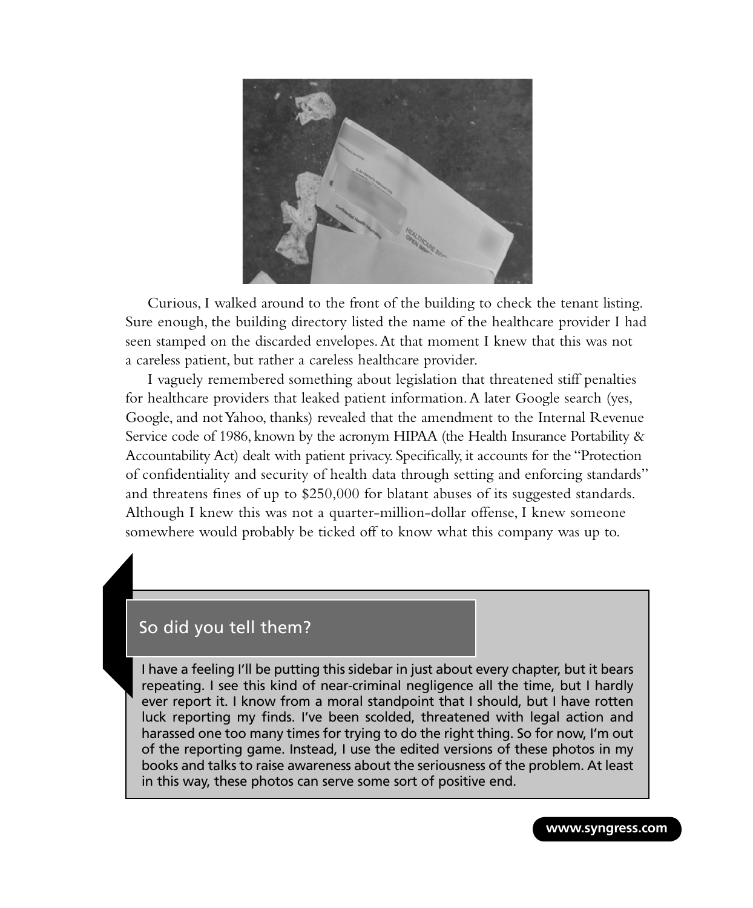Curious, I walked around to the front of the building to check the tenant listing. Sure enough, the building directory listed the name of the healthcare provider I had seen stamped on the discarded envelopes. At that moment I knew that this was not a careless patient, but rather a careless healthcare provider.

I vaguely remembered something about legislation that threatened stiff penalties for healthcare providers that leaked patient information. A later Google search (yes, Google, and not Yahoo, thanks) revealed that the amendment to the Internal Revenue Service code of 1986, known by the acronym HIPAA (the Health Insurance Portability & Accountability Act) dealt with patient privacy. Specifically, it accounts for the "Protection of confidentiality and security of health data through setting and enforcing standards" and threatens fines of up to $250,000 for blatant abuses of its suggested standards. Although I knew this was not a quarter-million-dollar offense, I knew someone somewhere would probably be ticked off to know what this company was up to.

## So did you tell them?

I have a feeling I'll be putting this sidebar in just about every chapter, but it bears repeating. I see this kind of near-criminal negligence all the time, but I hardly ever report it. I know from a moral standpoint that I should, but I have rotten luck reporting my finds. I've been scolded, threatened with legal action and harassed one too many times for trying to do the right thing. So for now, I'm out of the reporting game. Instead, I use the edited versions of these photos in my books and talks to raise awareness about the seriousness of the problem. At least in this way, these photos can serve some sort of positive end.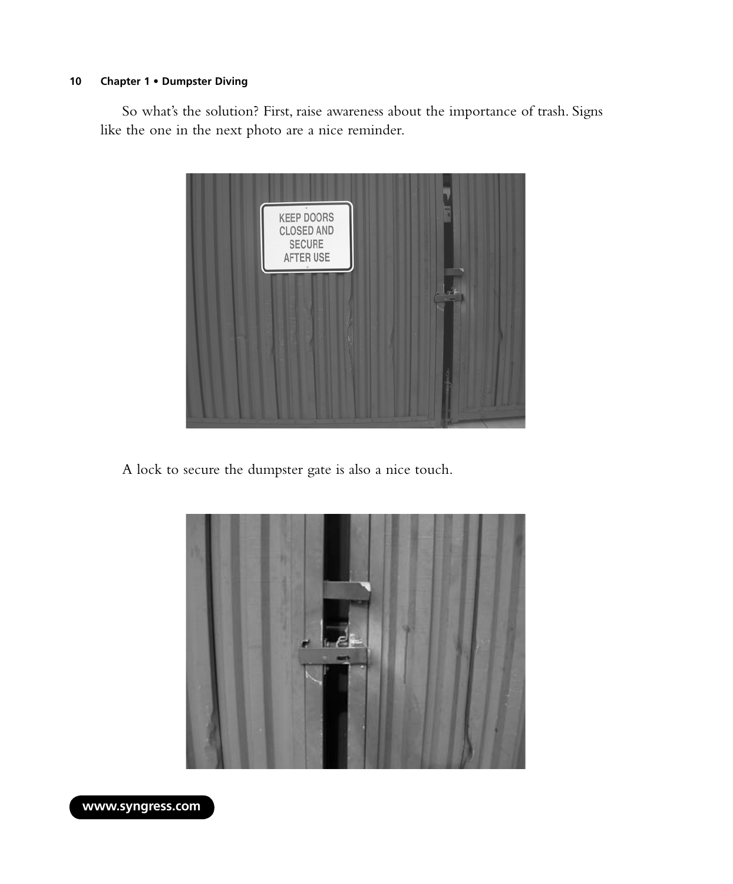So what's the solution? First, raise awareness about the importance of trash. Signs like the one in the next photo are a nice reminder.

A lock to secure the dumpster gate is also a nice touch.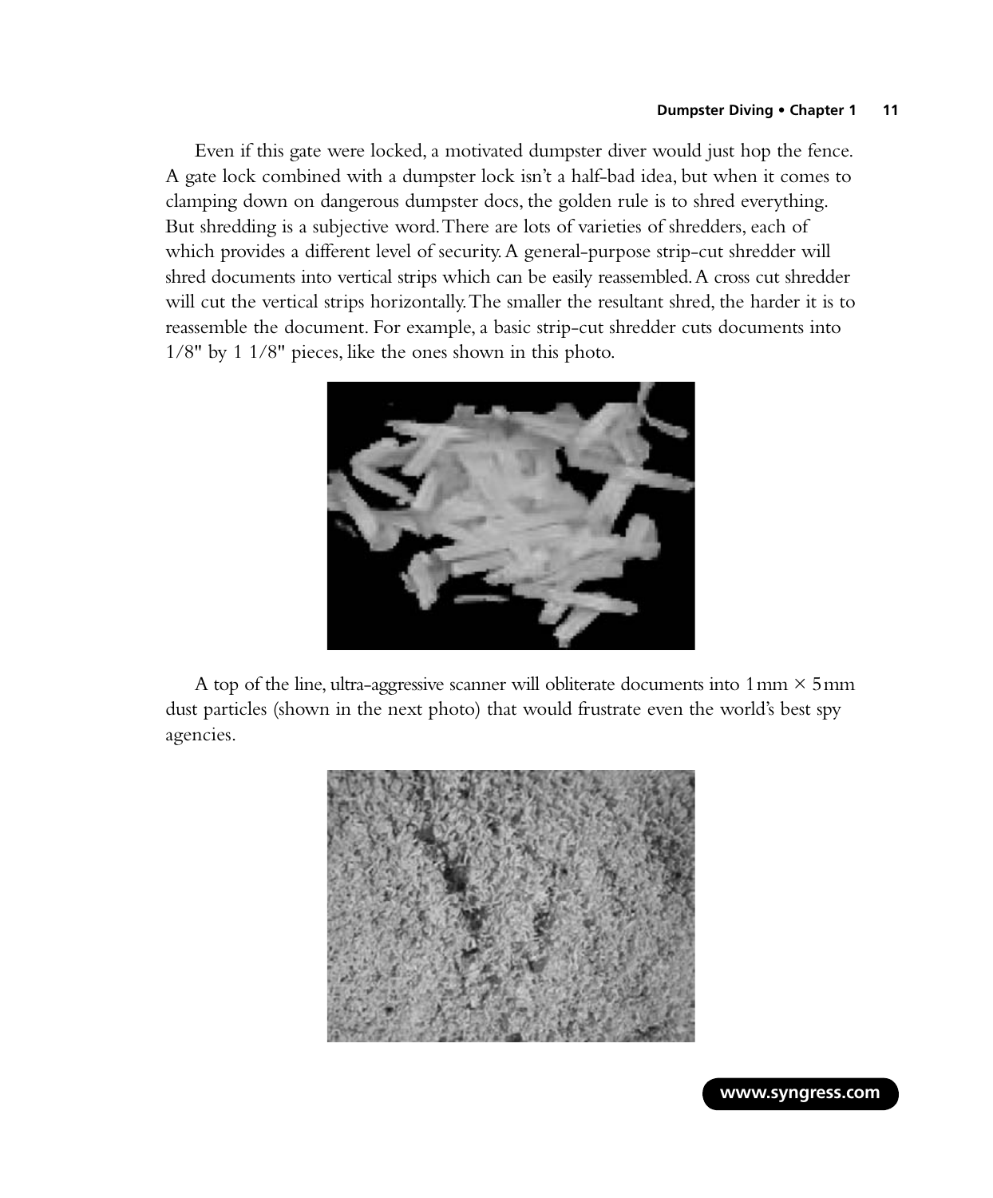Even if this gate were locked, a motivated dumpster diver would just hop the fence. A gate lock combined with a dumpster lock isn't a half-bad idea, but when it comes to clamping down on dangerous dumpster docs, the golden rule is to shred everything. But shredding is a subjective word. There are lots of varieties of shredders, each of which provides a different level of security. A general-purpose strip-cut shredder will shred documents into vertical strips which can be easily reassembled. A cross cut shredder will cut the vertical strips horizontally. The smaller the resultant shred, the harder it is to reassemble the document. For example, a basic strip-cut shredder cuts documents into 1/8" by 1 1/8" pieces, like the ones shown in this photo.

A top of the line, ultra-aggressive scanner will obliterate documents into 1mm × 5mm dust particles (shown in the next photo) that would frustrate even the world's best spy agencies.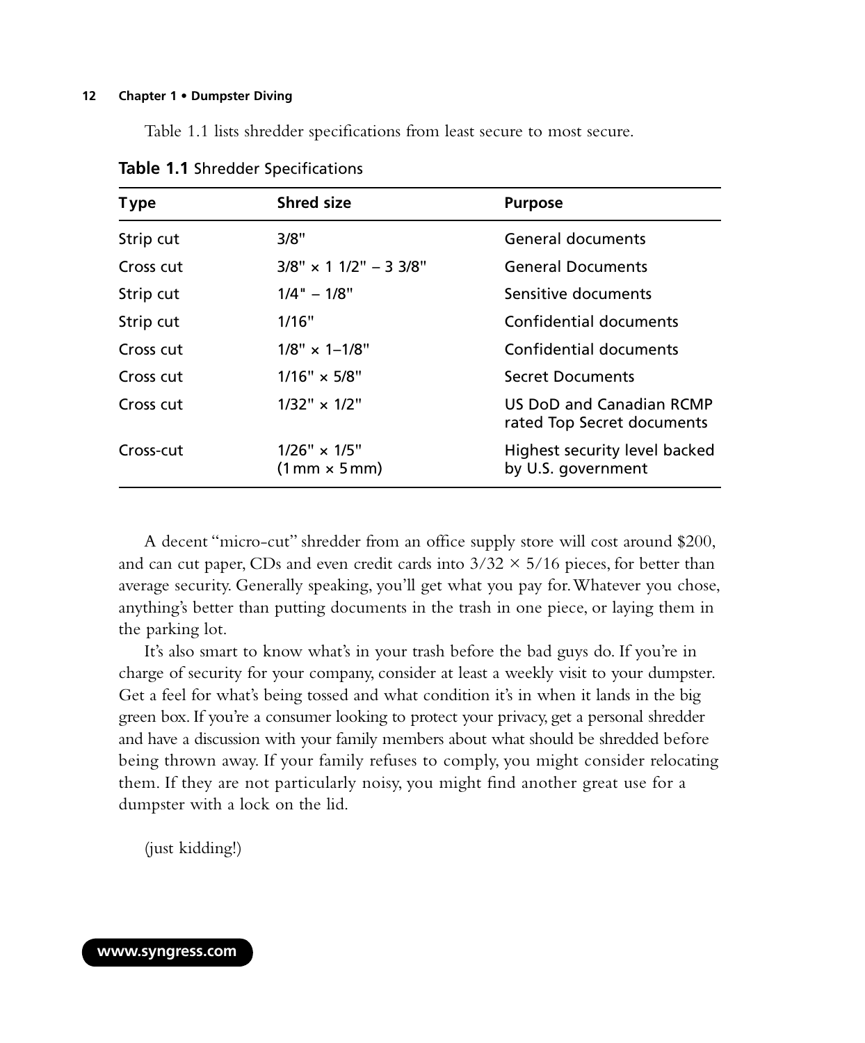Table 1.1 lists shredder specifications from least secure to most secure.

**Table 1.1** Shredder Specifications

| Type | Shred size | Purpose |
| --- | --- | --- |
| Strip cut | 3/8" | General documents |
| Cross cut | 3/8" × 1 1/2" – 3 3/8" | General Documents |
| Strip cut | 1/4" – 1/8" | Sensitive documents |
| Strip cut | 1/16" | Confidential documents |
| Cross cut | 1/8" × 1–1/8" | Confidential documents |
| Cross cut | 1/16" × 5/8" | Secret Documents |
| Cross cut | 1/32" × 1/2" | US DoD and Canadian RCMP rated Top Secret documents |
| Cross-cut | 1/26" × 1/5" (1 mm × 5 mm) | Highest security level backed by U.S. government |

A decent "micro-cut" shredder from an office supply store will cost around $200, and can cut paper, CDs and even credit cards into 3/32 × 5/16 pieces, for better than average security. Generally speaking, you'll get what you pay for. Whatever you chose, anything's better than putting documents in the trash in one piece, or laying them in the parking lot.

It's also smart to know what's in your trash before the bad guys do. If you're in charge of security for your company, consider at least a weekly visit to your dumpster. Get a feel for what's being tossed and what condition it's in when it lands in the big green box. If you're a consumer looking to protect your privacy, get a personal shredder and have a discussion with your family members about what should be shredded before being thrown away. If your family refuses to comply, you might consider relocating them. If they are not particularly noisy, you might find another great use for a dumpster with a lock on the lid.

(just kidding!)